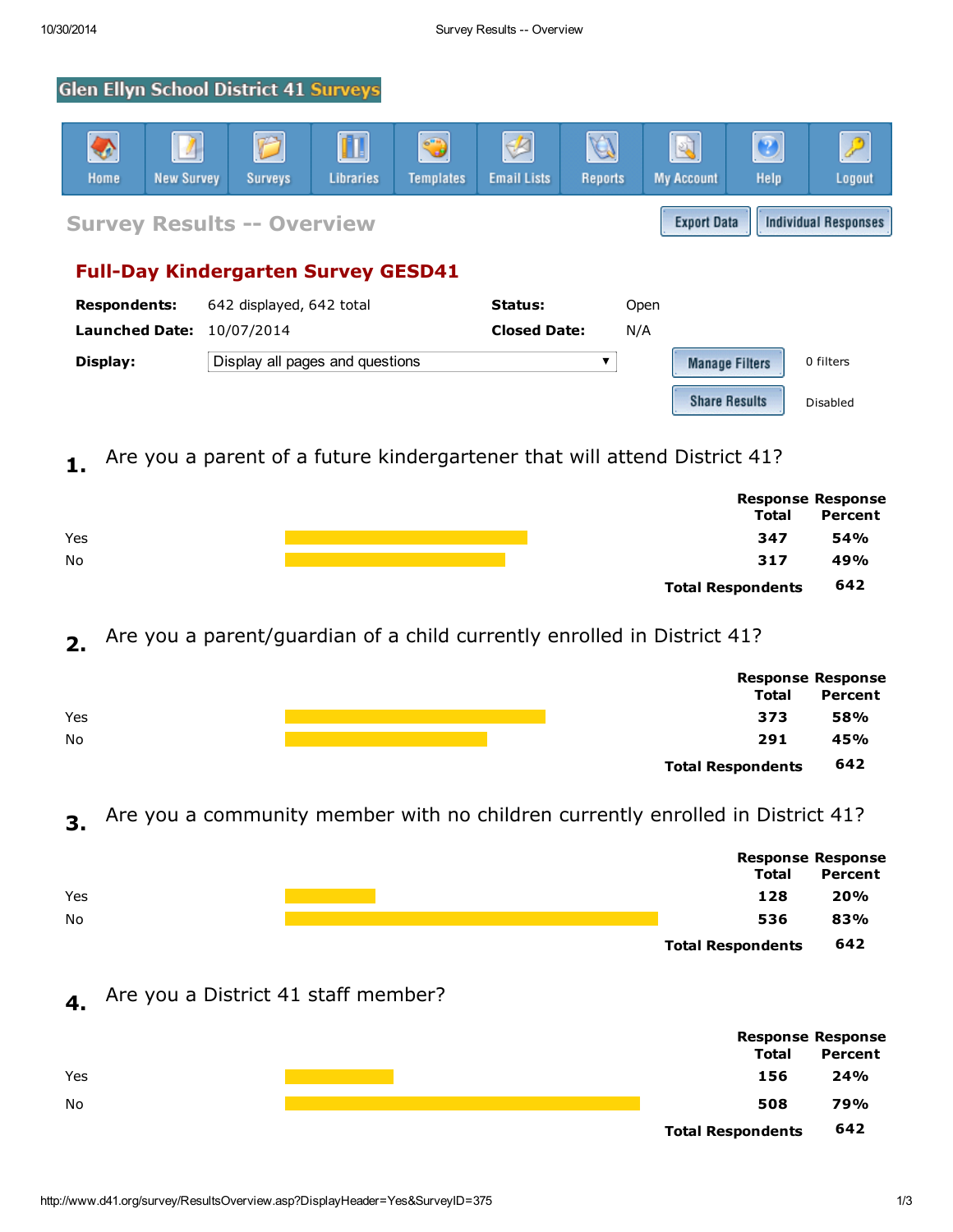Glen Ellyn School District 41 Surveys

Home | New Survey | Surveys | Libraries | Templates | Email Lists | Reports | My Account | Help | Logout

## Survey Results -- Overview

Export Data | Individual Responses

### Full-Day Kindergarten Survey GESD41

**Respondents:** 642 displayed, 642 total
**Status:** Open
**Launched Date:** 10/07/2014
**Closed Date:** N/A
**Display:** Display all pages and questions

Manage Filters — 0 filters
Share Results — Disabled

**1.** Are you a parent of a future kindergartener that will attend District 41?

| | Response Total | Response Percent |
|---|---|---|
| Yes | 347 | 54% |
| No | 317 | 49% |
| **Total Respondents** | **642** | |

**2.** Are you a parent/guardian of a child currently enrolled in District 41?

| | Response Total | Response Percent |
|---|---|---|
| Yes | 373 | 58% |
| No | 291 | 45% |
| **Total Respondents** | **642** | |

**3.** Are you a community member with no children currently enrolled in District 41?

| | Response Total | Response Percent |
|---|---|---|
| Yes | 128 | 20% |
| No | 536 | 83% |
| **Total Respondents** | **642** | |

**4.** Are you a District 41 staff member?

| | Response Total | Response Percent |
|---|---|---|
| Yes | 156 | 24% |
| No | 508 | 79% |
| **Total Respondents** | **642** | |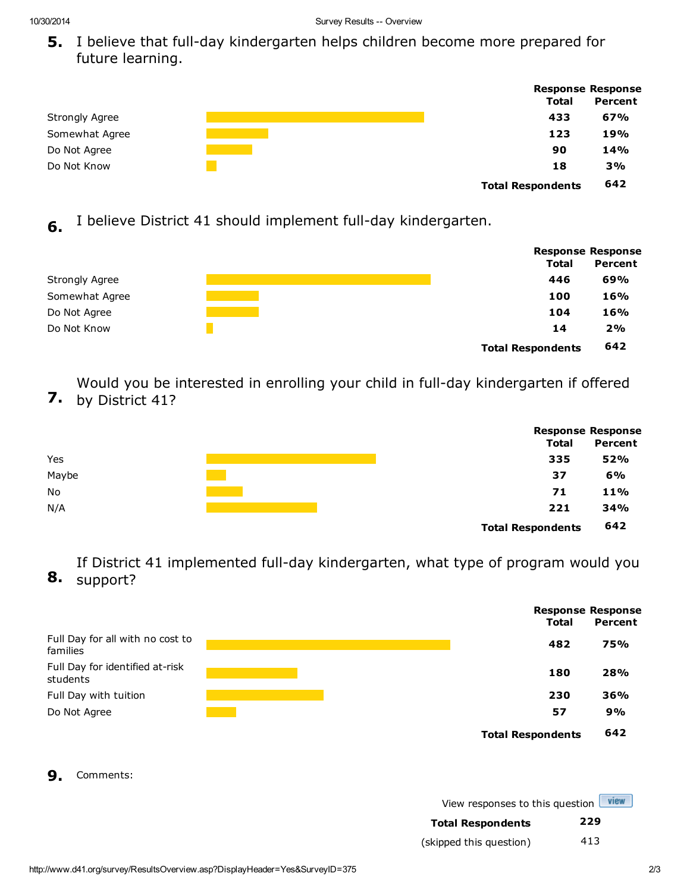**5.** I believe that full-day kindergarten helps children become more prepared for future learning.

| | Response Total | Response Percent |
|---|---|---|
| Strongly Agree | 433 | 67% |
| Somewhat Agree | 123 | 19% |
| Do Not Agree | 90 | 14% |
| Do Not Know | 18 | 3% |
| **Total Respondents** | **642** | |

**6.** I believe District 41 should implement full-day kindergarten.

| | Response Total | Response Percent |
|---|---|---|
| Strongly Agree | 446 | 69% |
| Somewhat Agree | 100 | 16% |
| Do Not Agree | 104 | 16% |
| Do Not Know | 14 | 2% |
| **Total Respondents** | **642** | |

**7.** Would you be interested in enrolling your child in full-day kindergarten if offered by District 41?

| | Response Total | Response Percent |
|---|---|---|
| Yes | 335 | 52% |
| Maybe | 37 | 6% |
| No | 71 | 11% |
| N/A | 221 | 34% |
| **Total Respondents** | **642** | |

**8.** If District 41 implemented full-day kindergarten, what type of program would you support?

| | Response Total | Response Percent |
|---|---|---|
| Full Day for all with no cost to families | 482 | 75% |
| Full Day for identified at-risk students | 180 | 28% |
| Full Day with tuition | 230 | 36% |
| Do Not Agree | 57 | 9% |
| **Total Respondents** | **642** | |

**9.** Comments:

View responses to this question [view]

| | |
|---|---|
| **Total Respondents** | 229 |
| (skipped this question) | 413 |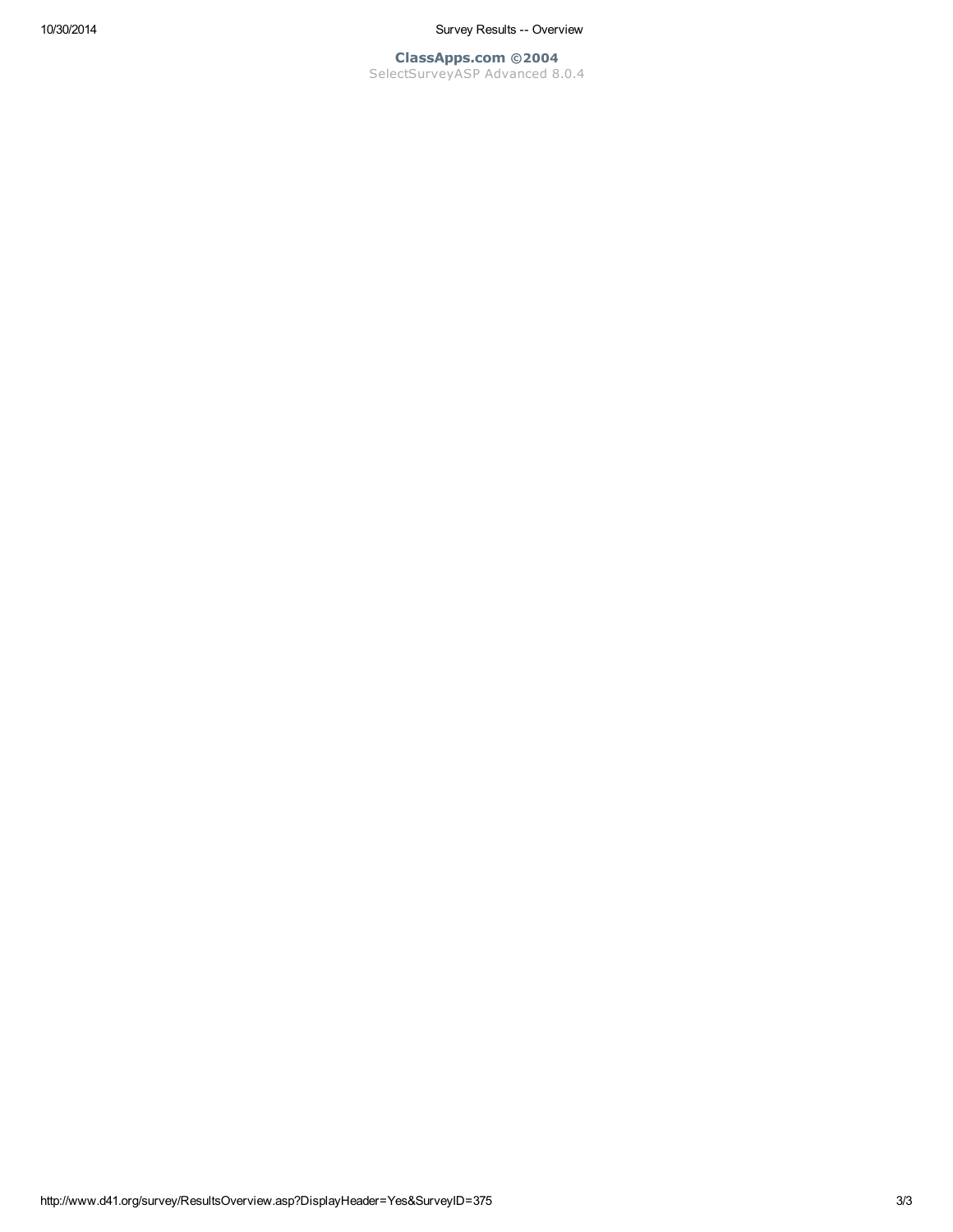**ClassApps.com ©2004**
SelectSurveyASP Advanced 8.0.4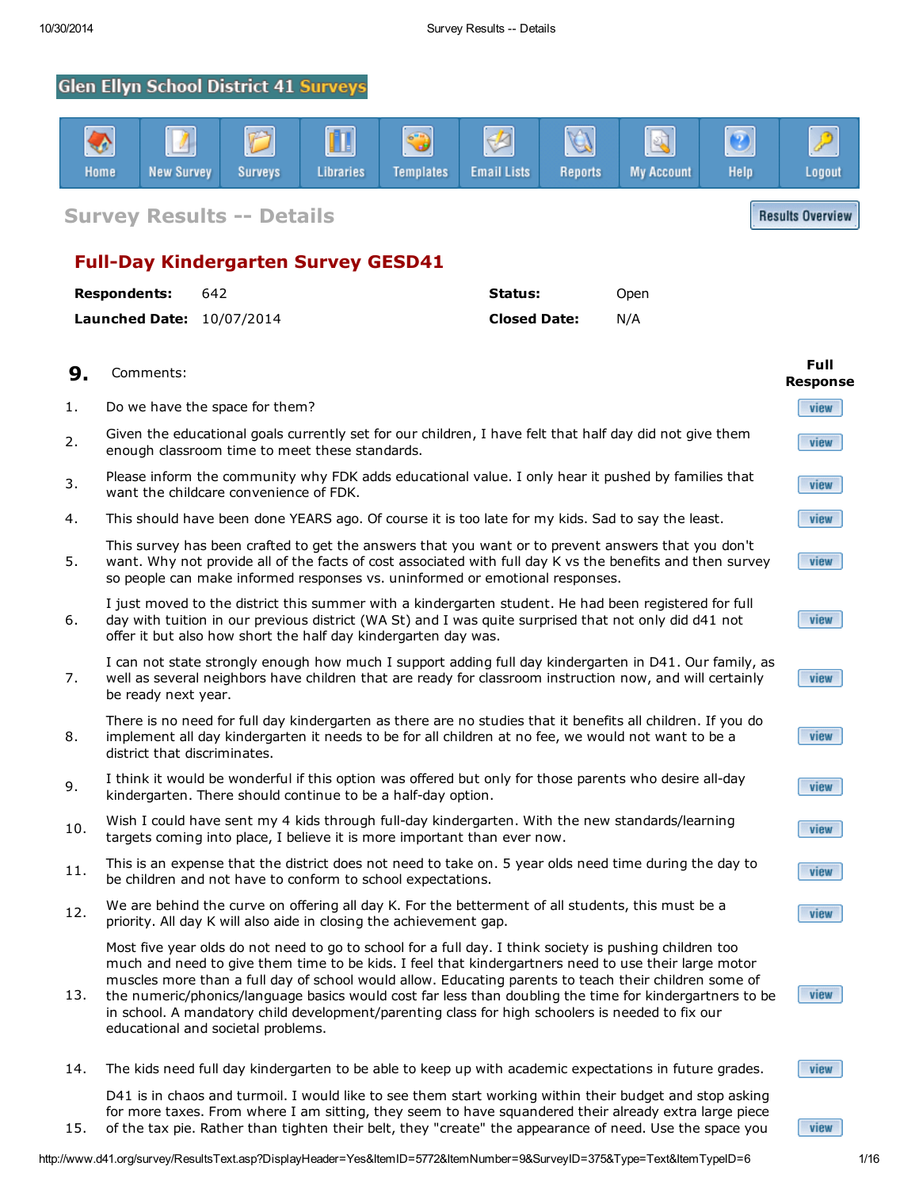Glen Ellyn School District 41 Surveys

Home | New Survey | Surveys | Libraries | Templates | Email Lists | Reports | My Account | Help | Logout

## Survey Results -- Details

Results Overview

## Full-Day Kindergarten Survey GESD41

| | | | |
|---|---|---|---|
| **Respondents:** | 642 | **Status:** | Open |
| **Launched Date:** | 10/07/2014 | **Closed Date:** | N/A |

**9.** Comments:

| | | Full Response |
|---|---|---|
| 1. | Do we have the space for them? | view |
| 2. | Given the educational goals currently set for our children, I have felt that half day did not give them enough classroom time to meet these standards. | view |
| 3. | Please inform the community why FDK adds educational value. I only hear it pushed by families that want the childcare convenience of FDK. | view |
| 4. | This should have been done YEARS ago. Of course it is too late for my kids. Sad to say the least. | view |
| 5. | This survey has been crafted to get the answers that you want or to prevent answers that you don't want. Why not provide all of the facts of cost associated with full day K vs the benefits and then survey so people can make informed responses vs. uninformed or emotional responses. | view |
| 6. | I just moved to the district this summer with a kindergarten student. He had been registered for full day with tuition in our previous district (WA St) and I was quite surprised that not only did d41 not offer it but also how short the half day kindergarten day was. | view |
| 7. | I can not state strongly enough how much I support adding full day kindergarten in D41. Our family, as well as several neighbors have children that are ready for classroom instruction now, and will certainly be ready next year. | view |
| 8. | There is no need for full day kindergarten as there are no studies that it benefits all children. If you do implement all day kindergarten it needs to be for all children at no fee, we would not want to be a district that discriminates. | view |
| 9. | I think it would be wonderful if this option was offered but only for those parents who desire all-day kindergarten. There should continue to be a half-day option. | view |
| 10. | Wish I could have sent my 4 kids through full-day kindergarten. With the new standards/learning targets coming into place, I believe it is more important than ever now. | view |
| 11. | This is an expense that the district does not need to take on. 5 year olds need time during the day to be children and not have to conform to school expectations. | view |
| 12. | We are behind the curve on offering all day K. For the betterment of all students, this must be a priority. All day K will also aide in closing the achievement gap. | view |
| 13. | Most five year olds do not need to go to school for a full day. I think society is pushing children too much and need to give them time to be kids. I feel that kindergartners need to use their large motor muscles more than a full day of school would allow. Educating parents to teach their children some of the numeric/phonics/language basics would cost far less than doubling the time for kindergartners to be in school. A mandatory child development/parenting class for high schoolers is needed to fix our educational and societal problems. | view |
| 14. | The kids need full day kindergarten to be able to keep up with academic expectations in future grades. | view |
| 15. | D41 is in chaos and turmoil. I would like to see them start working within their budget and stop asking for more taxes. From where I am sitting, they seem to have squandered their already extra large piece of the tax pie. Rather than tighten their belt, they "create" the appearance of need. Use the space you | view |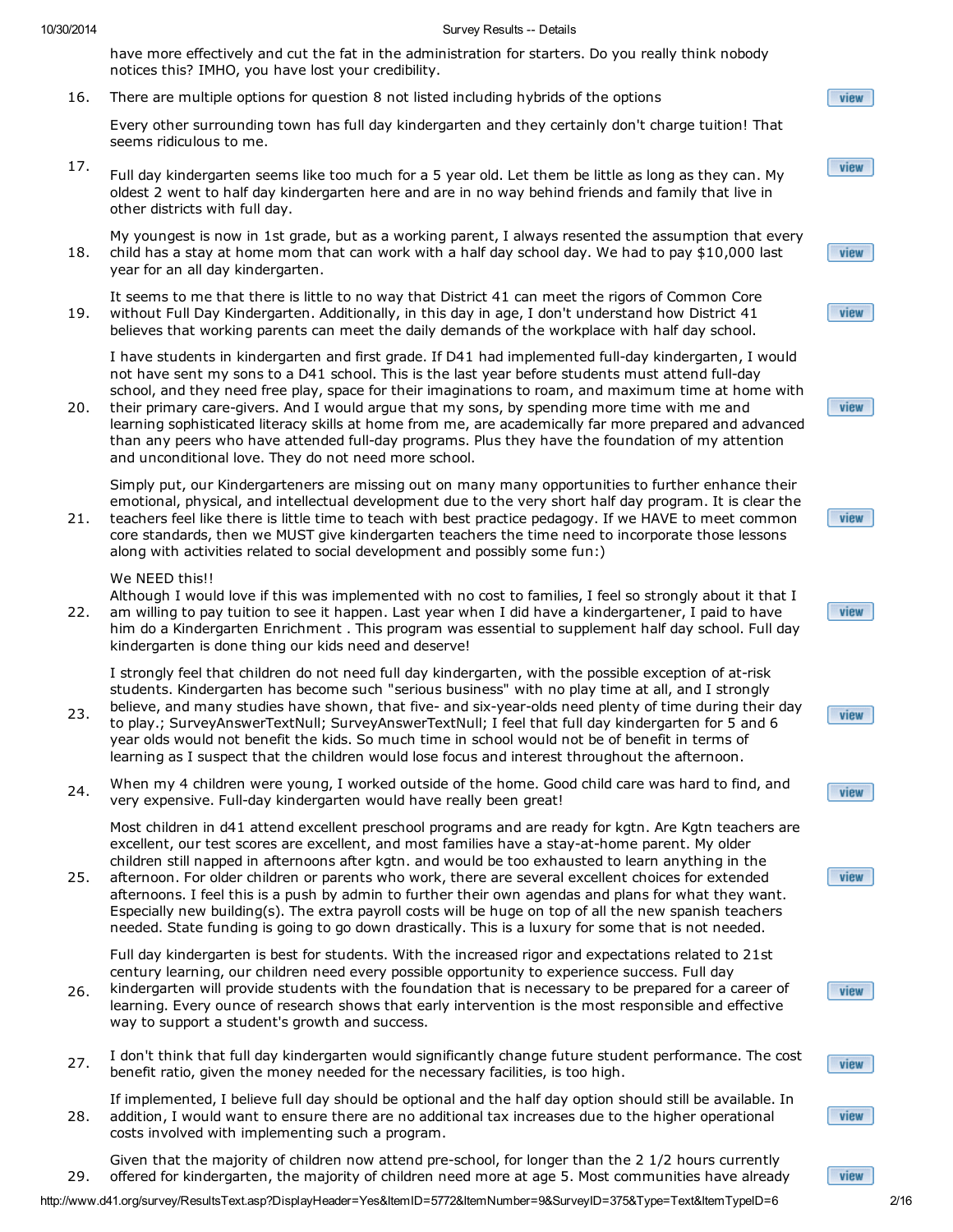have more effectively and cut the fat in the administration for starters. Do you really think nobody notices this? IMHO, you have lost your credibility.

16. There are multiple options for question 8 not listed including hybrids of the options

    Every other surrounding town has full day kindergarten and they certainly don't charge tuition! That seems ridiculous to me.

17. Full day kindergarten seems like too much for a 5 year old. Let them be little as long as they can. My oldest 2 went to half day kindergarten here and are in no way behind friends and family that live in other districts with full day.

18. My youngest is now in 1st grade, but as a working parent, I always resented the assumption that every child has a stay at home mom that can work with a half day school day. We had to pay $10,000 last year for an all day kindergarten.

19. It seems to me that there is little to no way that District 41 can meet the rigors of Common Core without Full Day Kindergarten. Additionally, in this day in age, I don't understand how District 41 believes that working parents can meet the daily demands of the workplace with half day school.

20. I have students in kindergarten and first grade. If D41 had implemented full-day kindergarten, I would not have sent my sons to a D41 school. This is the last year before students must attend full-day school, and they need free play, space for their imaginations to roam, and maximum time at home with their primary care-givers. And I would argue that my sons, by spending more time with me and learning sophisticated literacy skills at home from me, are academically far more prepared and advanced than any peers who have attended full-day programs. Plus they have the foundation of my attention and unconditional love. They do not need more school.

21. Simply put, our Kindergarteners are missing out on many many opportunities to further enhance their emotional, physical, and intellectual development due to the very short half day program. It is clear the teachers feel like there is little time to teach with best practice pedagogy. If we HAVE to meet common core standards, then we MUST give kindergarten teachers the time need to incorporate those lessons along with activities related to social development and possibly some fun:)

22. We NEED this!!
    Although I would love if this was implemented with no cost to families, I feel so strongly about it that I am willing to pay tuition to see it happen. Last year when I did have a kindergartener, I paid to have him do a Kindergarten Enrichment . This program was essential to supplement half day school. Full day kindergarten is done thing our kids need and deserve!

23. I strongly feel that children do not need full day kindergarten, with the possible exception of at-risk students. Kindergarten has become such "serious business" with no play time at all, and I strongly believe, and many studies have shown, that five- and six-year-olds need plenty of time during their day to play.; SurveyAnswerTextNull; SurveyAnswerTextNull; I feel that full day kindergarten for 5 and 6 year olds would not benefit the kids. So much time in school would not be of benefit in terms of learning as I suspect that the children would lose focus and interest throughout the afternoon.

24. When my 4 children were young, I worked outside of the home. Good child care was hard to find, and very expensive. Full-day kindergarten would have really been great!

25. Most children in d41 attend excellent preschool programs and are ready for kgtn. Are Kgtn teachers are excellent, our test scores are excellent, and most families have a stay-at-home parent. My older children still napped in afternoons after kgtn. and would be too exhausted to learn anything in the afternoon. For older children or parents who work, there are several excellent choices for extended afternoons. I feel this is a push by admin to further their own agendas and plans for what they want. Especially new building(s). The extra payroll costs will be huge on top of all the new spanish teachers needed. State funding is going to go down drastically. This is a luxury for some that is not needed.

26. Full day kindergarten is best for students. With the increased rigor and expectations related to 21st century learning, our children need every possible opportunity to experience success. Full day kindergarten will provide students with the foundation that is necessary to be prepared for a career of learning. Every ounce of research shows that early intervention is the most responsible and effective way to support a student's growth and success.

27. I don't think that full day kindergarten would significantly change future student performance. The cost benefit ratio, given the money needed for the necessary facilities, is too high.

28. If implemented, I believe full day should be optional and the half day option should still be available. In addition, I would want to ensure there are no additional tax increases due to the higher operational costs involved with implementing such a program.

29. Given that the majority of children now attend pre-school, for longer than the 2 1/2 hours currently offered for kindergarten, the majority of children need more at age 5. Most communities have already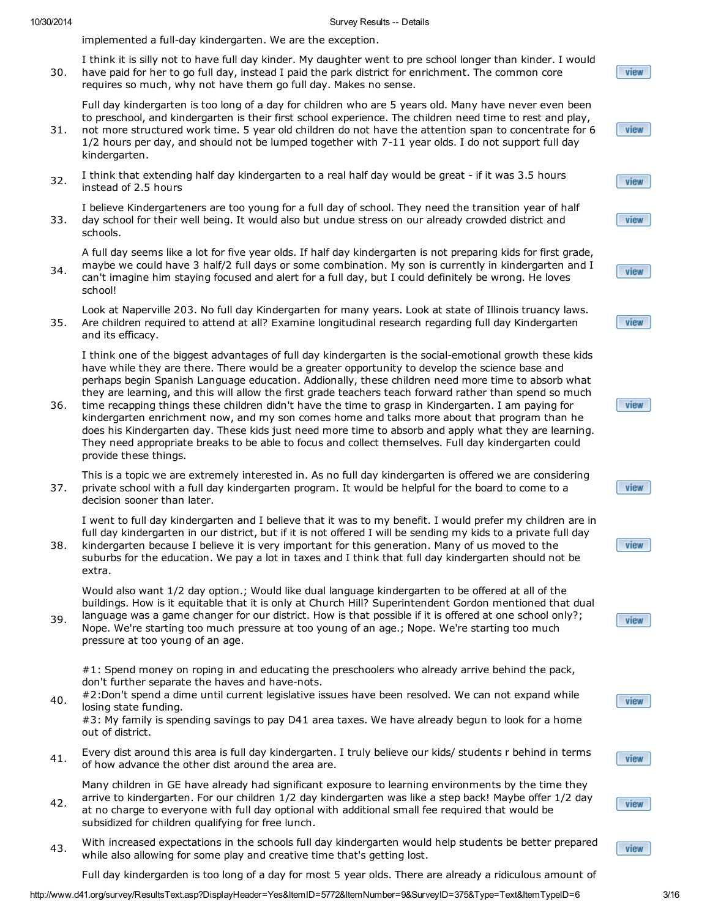implemented a full-day kindergarten. We are the exception.

30. I think it is silly not to have full day kinder. My daughter went to pre school longer than kinder. I would have paid for her to go full day, instead I paid the park district for enrichment. The common core requires so much, why not have them go full day. Makes no sense.

31. Full day kindergarten is too long of a day for children who are 5 years old. Many have never even been to preschool, and kindergarten is their first school experience. The children need time to rest and play, not more structured work time. 5 year old children do not have the attention span to concentrate for 6 1/2 hours per day, and should not be lumped together with 7-11 year olds. I do not support full day kindergarten.

32. I think that extending half day kindergarten to a real half day would be great - if it was 3.5 hours instead of 2.5 hours

33. I believe Kindergarteners are too young for a full day of school. They need the transition year of half day school for their well being. It would also but undue stress on our already crowded district and schools.

34. A full day seems like a lot for five year olds. If half day kindergarten is not preparing kids for first grade, maybe we could have 3 half/2 full days or some combination. My son is currently in kindergarten and I can't imagine him staying focused and alert for a full day, but I could definitely be wrong. He loves school!

35. Look at Naperville 203. No full day Kindergarten for many years. Look at state of Illinois truancy laws. Are children required to attend at all? Examine longitudinal research regarding full day Kindergarten and its efficacy.

36. I think one of the biggest advantages of full day kindergarten is the social-emotional growth these kids have while they are there. There would be a greater opportunity to develop the science base and perhaps begin Spanish Language education. Addionally, these children need more time to absorb what they are learning, and this will allow the first grade teachers teach forward rather than spend so much time recapping things these children didn't have the time to grasp in Kindergarten. I am paying for kindergarten enrichment now, and my son comes home and talks more about that program than he does his Kindergarten day. These kids just need more time to absorb and apply what they are learning. They need appropriate breaks to be able to focus and collect themselves. Full day kindergarten could provide these things.

37. This is a topic we are extremely interested in. As no full day kindergarten is offered we are considering private school with a full day kindergarten program. It would be helpful for the board to come to a decision sooner than later.

38. I went to full day kindergarten and I believe that it was to my benefit. I would prefer my children are in full day kindergarten in our district, but if it is not offered I will be sending my kids to a private full day kindergarten because I believe it is very important for this generation. Many of us moved to the suburbs for the education. We pay a lot in taxes and I think that full day kindergarten should not be extra.

39. Would also want 1/2 day option.; Would like dual language kindergarten to be offered at all of the buildings. How is it equitable that it is only at Church Hill? Superintendent Gordon mentioned that dual language was a game changer for our district. How is that possible if it is offered at one school only?; Nope. We're starting too much pressure at too young of an age.; Nope. We're starting too much pressure at too young of an age.

40. #1: Spend money on roping in and educating the preschoolers who already arrive behind the pack, don't further separate the haves and have-nots.
#2:Don't spend a dime until current legislative issues have been resolved. We can not expand while losing state funding.
#3: My family is spending savings to pay D41 area taxes. We have already begun to look for a home out of district.

41. Every dist around this area is full day kindergarten. I truly believe our kids/ students r behind in terms of how advance the other dist around the area are.

42. Many children in GE have already had significant exposure to learning environments by the time they arrive to kindergarten. For our children 1/2 day kindergarten was like a step back! Maybe offer 1/2 day at no charge to everyone with full day optional with additional small fee required that would be subsidized for children qualifying for free lunch.

43. With increased expectations in the schools full day kindergarten would help students be better prepared while also allowing for some play and creative time that's getting lost.

Full day kindergarden is too long of a day for most 5 year olds. There are already a ridiculous amount of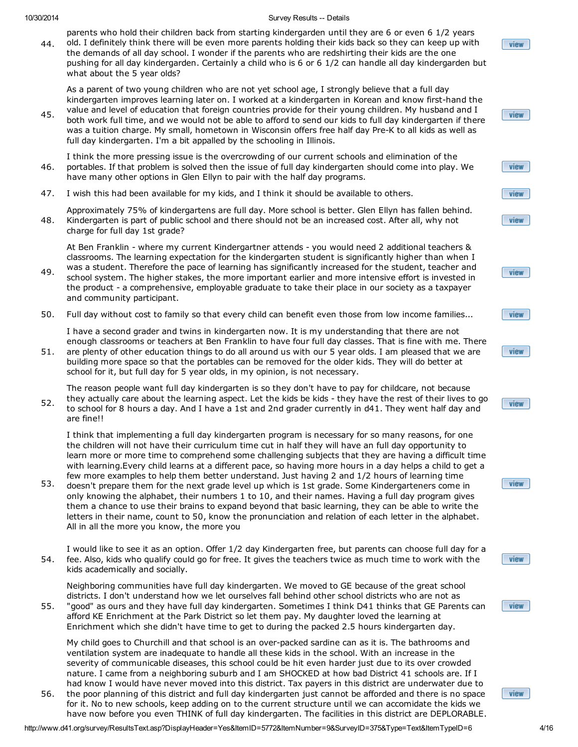44. parents who hold their children back from starting kindergarden until they are 6 or even 6 1/2 years old. I definitely think there will be even more parents holding their kids back so they can keep up with the demands of all day school. I wonder if the parents who are redshirting their kids are the one pushing for all day kindergarden. Certainly a child who is 6 or 6 1/2 can handle all day kindergarden but what about the 5 year olds? view

45. As a parent of two young children who are not yet school age, I strongly believe that a full day kindergarten improves learning later on. I worked at a kindergarten in Korean and know first-hand the value and level of education that foreign countries provide for their young children. My husband and I both work full time, and we would not be able to afford to send our kids to full day kindergarten if there was a tuition charge. My small, hometown in Wisconsin offers free half day Pre-K to all kids as well as full day kindergarten. I'm a bit appalled by the schooling in Illinois. view

46. I think the more pressing issue is the overcrowding of our current schools and elimination of the portables. If that problem is solved then the issue of full day kindergarten should come into play. We have many other options in Glen Ellyn to pair with the half day programs. view

47. I wish this had been available for my kids, and I think it should be available to others. view

48. Approximately 75% of kindergartens are full day. More school is better. Glen Ellyn has fallen behind. Kindergarten is part of public school and there should not be an increased cost. After all, why not charge for full day 1st grade? view

49. At Ben Franklin - where my current Kindergartner attends - you would need 2 additional teachers & classrooms. The learning expectation for the kindergarten student is significantly higher than when I was a student. Therefore the pace of learning has significantly increased for the student, teacher and school system. The higher stakes, the more important earlier and more intensive effort is invested in the product - a comprehensive, employable graduate to take their place in our society as a taxpayer and community participant. view

50. Full day without cost to family so that every child can benefit even those from low income families... view

51. I have a second grader and twins in kindergarten now. It is my understanding that there are not enough classrooms or teachers at Ben Franklin to have four full day classes. That is fine with me. There are plenty of other education things to do all around us with our 5 year olds. I am pleased that we are building more space so that the portables can be removed for the older kids. They will do better at school for it, but full day for 5 year olds, in my opinion, is not necessary. view

52. The reason people want full day kindergarten is so they don't have to pay for childcare, not because they actually care about the learning aspect. Let the kids be kids - they have the rest of their lives to go to school for 8 hours a day. And I have a 1st and 2nd grader currently in d41. They went half day and are fine!! view

53. I think that implementing a full day kindergarten program is necessary for so many reasons, for one the children will not have their curriculum time cut in half they will have an full day opportunity to learn more or more time to comprehend some challenging subjects that they are having a difficult time with learning.Every child learns at a different pace, so having more hours in a day helps a child to get a few more examples to help them better understand. Just having 2 and 1/2 hours of learning time doesn't prepare them for the next grade level up which is 1st grade. Some Kindergarteners come in only knowing the alphabet, their numbers 1 to 10, and their names. Having a full day program gives them a chance to use their brains to expand beyond that basic learning, they can be able to write the letters in their name, count to 50, know the pronunciation and relation of each letter in the alphabet. All in all the more you know, the more you view

54. I would like to see it as an option. Offer 1/2 day Kindergarten free, but parents can choose full day for a fee. Also, kids who qualify could go for free. It gives the teachers twice as much time to work with the kids academically and socially. view

55. Neighboring communities have full day kindergarten. We moved to GE because of the great school districts. I don't understand how we let ourselves fall behind other school districts who are not as "good" as ours and they have full day kindergarten. Sometimes I think D41 thinks that GE Parents can afford KE Enrichment at the Park District so let them pay. My daughter loved the learning at Enrichment which she didn't have time to get to during the packed 2.5 hours kindergarten day. view

56. My child goes to Churchill and that school is an over-packed sardine can as it is. The bathrooms and ventilation system are inadequate to handle all these kids in the school. With an increase in the severity of communicable diseases, this school could be hit even harder just due to its over crowded nature. I came from a neighboring suburb and I am SHOCKED at how bad District 41 schools are. If I had know I would have never moved into this district. Tax payers in this district are underwater due to the poor planning of this district and full day kindergarten just cannot be afforded and there is no space for it. No to new schools, keep adding on to the current structure until we can accomidate the kids we have now before you even THINK of full day kindergarten. The facilities in this district are DEPLORABLE. view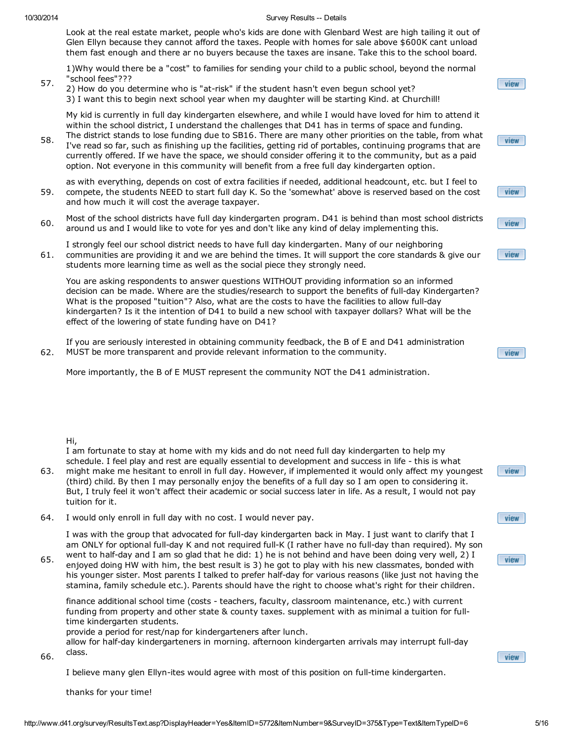Look at the real estate market, people who's kids are done with Glenbard West are high tailing it out of Glen Ellyn because they cannot afford the taxes. People with homes for sale above $600K cant unload them fast enough and there ar no buyers because the taxes are insane. Take this to the school board.

57. 1)Why would there be a "cost" to families for sending your child to a public school, beyond the normal "school fees"???
2) How do you determine who is "at-risk" if the student hasn't even begun school yet?
3) I want this to begin next school year when my daughter will be starting Kind. at Churchill!

58. My kid is currently in full day kindergarten elsewhere, and while I would have loved for him to attend it within the school district, I understand the challenges that D41 has in terms of space and funding. The district stands to lose funding due to SB16. There are many other priorities on the table, from what I've read so far, such as finishing up the facilities, getting rid of portables, continuing programs that are currently offered. If we have the space, we should consider offering it to the community, but as a paid option. Not everyone in this community will benefit from a free full day kindergarten option.

59. as with everything, depends on cost of extra facilities if needed, additional headcount, etc. but I feel to compete, the students NEED to start full day K. So the 'somewhat' above is reserved based on the cost and how much it will cost the average taxpayer.

60. Most of the school districts have full day kindergarten program. D41 is behind than most school districts around us and I would like to vote for yes and don't like any kind of delay implementing this.

61. I strongly feel our school district needs to have full day kindergarten. Many of our neighboring communities are providing it and we are behind the times. It will support the core standards & give our students more learning time as well as the social piece they strongly need.

62. You are asking respondents to answer questions WITHOUT providing information so an informed decision can be made. Where are the studies/research to support the benefits of full-day Kindergarten? What is the proposed "tuition"? Also, what are the costs to have the facilities to allow full-day kindergarten? Is it the intention of D41 to build a new school with taxpayer dollars? What will be the effect of the lowering of state funding have on D41?

If you are seriously interested in obtaining community feedback, the B of E and D41 administration MUST be more transparent and provide relevant information to the community.

More importantly, the B of E MUST represent the community NOT the D41 administration.

63. Hi,
I am fortunate to stay at home with my kids and do not need full day kindergarten to help my schedule. I feel play and rest are equally essential to development and success in life - this is what might make me hesitant to enroll in full day. However, if implemented it would only affect my youngest (third) child. By then I may personally enjoy the benefits of a full day so I am open to considering it. But, I truly feel it won't affect their academic or social success later in life. As a result, I would not pay tuition for it.

64. I would only enroll in full day with no cost. I would never pay.

65. I was with the group that advocated for full-day kindergarten back in May. I just want to clarify that I am ONLY for optional full-day K and not required full-K (I rather have no full-day than required). My son went to half-day and I am so glad that he did: 1) he is not behind and have been doing very well, 2) I enjoyed doing HW with him, the best result is 3) he got to play with his new classmates, bonded with his younger sister. Most parents I talked to prefer half-day for various reasons (like just not having the stamina, family schedule etc.). Parents should have the right to choose what's right for their children.

66. finance additional school time (costs - teachers, faculty, classroom maintenance, etc.) with current funding from property and other state & county taxes. supplement with as minimal a tuition for full-time kindergarten students.
provide a period for rest/nap for kindergarteners after lunch.
allow for half-day kindergarteners in morning. afternoon kindergarten arrivals may interrupt full-day class.

I believe many glen Ellyn-ites would agree with most of this position on full-time kindergarten.

thanks for your time!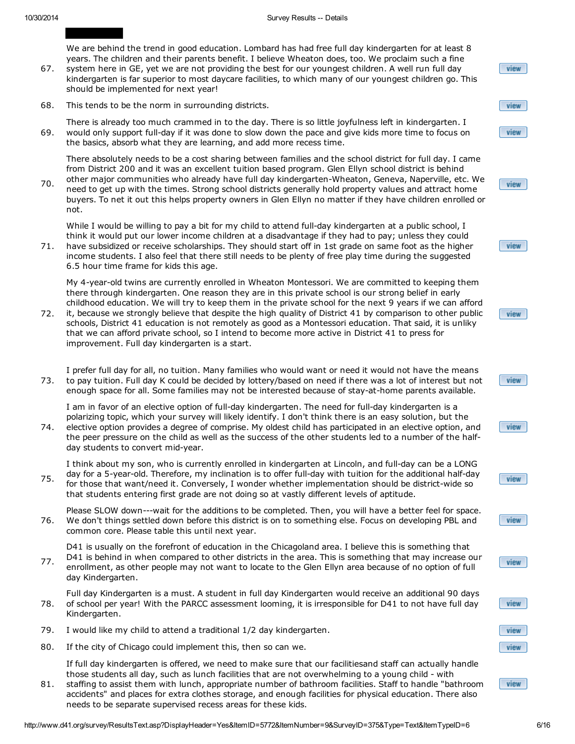67. We are behind the trend in good education. Lombard has had free full day kindergarten for at least 8 years. The children and their parents benefit. I believe Wheaton does, too. We proclaim such a fine system here in GE, yet we are not providing the best for our youngest children. A well run full day kindergarten is far superior to most daycare facilities, to which many of our youngest children go. This should be implemented for next year!

68. This tends to be the norm in surrounding districts.

69. There is already too much crammed in to the day. There is so little joyfulness left in kindergarten. I would only support full-day if it was done to slow down the pace and give kids more time to focus on the basics, absorb what they are learning, and add more recess time.

70. There absolutely needs to be a cost sharing between families and the school district for full day. I came from District 200 and it was an excellent tuition based program. Glen Ellyn school district is behind other major communities who already have full day kindergarten-Wheaton, Geneva, Naperville, etc. We need to get up with the times. Strong school districts generally hold property values and attract home buyers. To net it out this helps property owners in Glen Ellyn no matter if they have children enrolled or not.

71. While I would be willing to pay a bit for my child to attend full-day kindergarten at a public school, I think it would put our lower income children at a disadvantage if they had to pay; unless they could have subsidized or receive scholarships. They should start off in 1st grade on same foot as the higher income students. I also feel that there still needs to be plenty of free play time during the suggested 6.5 hour time frame for kids this age.

72. My 4-year-old twins are currently enrolled in Wheaton Montessori. We are committed to keeping them there through kindergarten. One reason they are in this private school is our strong belief in early childhood education. We will try to keep them in the private school for the next 9 years if we can afford it, because we strongly believe that despite the high quality of District 41 by comparison to other public schools, District 41 education is not remotely as good as a Montessori education. That said, it is unlikly that we can afford private school, so I intend to become more active in District 41 to press for improvement. Full day kindergarten is a start.

73. I prefer full day for all, no tuition. Many families who would want or need it would not have the means to pay tuition. Full day K could be decided by lottery/based on need if there was a lot of interest but not enough space for all. Some families may not be interested because of stay-at-home parents available.

74. I am in favor of an elective option of full-day kindergarten. The need for full-day kindergarten is a polarizing topic, which your survey will likely identify. I don't think there is an easy solution, but the elective option provides a degree of comprise. My oldest child has participated in an elective option, and the peer pressure on the child as well as the success of the other students led to a number of the half-day students to convert mid-year.

75. I think about my son, who is currently enrolled in kindergarten at Lincoln, and full-day can be a LONG day for a 5-year-old. Therefore, my inclination is to offer full-day with tuition for the additional half-day for those that want/need it. Conversely, I wonder whether implementation should be district-wide so that students entering first grade are not doing so at vastly different levels of aptitude.

76. Please SLOW down---wait for the additions to be completed. Then, you will have a better feel for space. We don't things settled down before this district is on to something else. Focus on developing PBL and common core. Please table this until next year.

77. D41 is usually on the forefront of education in the Chicagoland area. I believe this is something that D41 is behind in when compared to other districts in the area. This is something that may increase our enrollment, as other people may not want to locate to the Glen Ellyn area because of no option of full day Kindergarten.

78. Full day Kindergarten is a must. A student in full day Kindergarten would receive an additional 90 days of school per year! With the PARCC assessment looming, it is irresponsible for D41 to not have full day Kindergarten.

79. I would like my child to attend a traditional 1/2 day kindergarten.

80. If the city of Chicago could implement this, then so can we.

81. If full day kindergarten is offered, we need to make sure that our facilitiesand staff can actually handle those students all day, such as lunch facilities that are not overwhelming to a young child - with staffing to assist them with lunch, appropriate number of bathroom facilities. Staff to handle "bathroom accidents" and places for extra clothes storage, and enough facilities for physical education. There also needs to be separate supervised recess areas for these kids.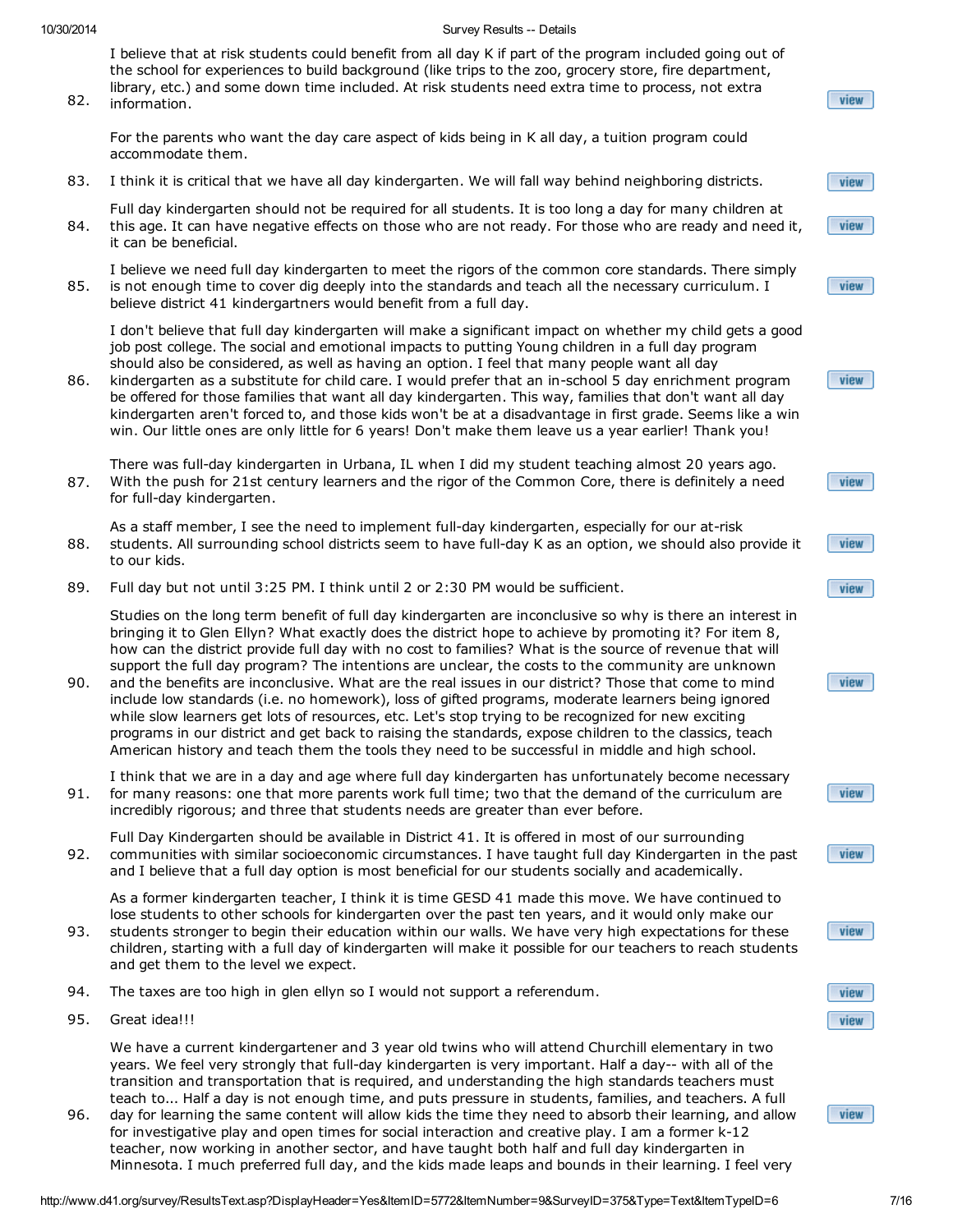82. I believe that at risk students could benefit from all day K if part of the program included going out of the school for experiences to build background (like trips to the zoo, grocery store, fire department, library, etc.) and some down time included. At risk students need extra time to process, not extra information.

    For the parents who want the day care aspect of kids being in K all day, a tuition program could accommodate them.

83. I think it is critical that we have all day kindergarten. We will fall way behind neighboring districts.

84. Full day kindergarten should not be required for all students. It is too long a day for many children at this age. It can have negative effects on those who are not ready. For those who are ready and need it, it can be beneficial.

85. I believe we need full day kindergarten to meet the rigors of the common core standards. There simply is not enough time to cover dig deeply into the standards and teach all the necessary curriculum. I believe district 41 kindergartners would benefit from a full day.

86. I don't believe that full day kindergarten will make a significant impact on whether my child gets a good job post college. The social and emotional impacts to putting Young children in a full day program should also be considered, as well as having an option. I feel that many people want all day kindergarten as a substitute for child care. I would prefer that an in-school 5 day enrichment program be offered for those families that want all day kindergarten. This way, families that don't want all day kindergarten aren't forced to, and those kids won't be at a disadvantage in first grade. Seems like a win win. Our little ones are only little for 6 years! Don't make them leave us a year earlier! Thank you!

87. There was full-day kindergarten in Urbana, IL when I did my student teaching almost 20 years ago. With the push for 21st century learners and the rigor of the Common Core, there is definitely a need for full-day kindergarten.

88. As a staff member, I see the need to implement full-day kindergarten, especially for our at-risk students. All surrounding school districts seem to have full-day K as an option, we should also provide it to our kids.

89. Full day but not until 3:25 PM. I think until 2 or 2:30 PM would be sufficient.

90. Studies on the long term benefit of full day kindergarten are inconclusive so why is there an interest in bringing it to Glen Ellyn? What exactly does the district hope to achieve by promoting it? For item 8, how can the district provide full day with no cost to families? What is the source of revenue that will support the full day program? The intentions are unclear, the costs to the community are unknown and the benefits are inconclusive. What are the real issues in our district? Those that come to mind include low standards (i.e. no homework), loss of gifted programs, moderate learners being ignored while slow learners get lots of resources, etc. Let's stop trying to be recognized for new exciting programs in our district and get back to raising the standards, expose children to the classics, teach American history and teach them the tools they need to be successful in middle and high school.

91. I think that we are in a day and age where full day kindergarten has unfortunately become necessary for many reasons: one that more parents work full time; two that the demand of the curriculum are incredibly rigorous; and three that students needs are greater than ever before.

92. Full Day Kindergarten should be available in District 41. It is offered in most of our surrounding communities with similar socioeconomic circumstances. I have taught full day Kindergarten in the past and I believe that a full day option is most beneficial for our students socially and academically.

93. As a former kindergarten teacher, I think it is time GESD 41 made this move. We have continued to lose students to other schools for kindergarten over the past ten years, and it would only make our students stronger to begin their education within our walls. We have very high expectations for these children, starting with a full day of kindergarten will make it possible for our teachers to reach students and get them to the level we expect.

94. The taxes are too high in glen ellyn so I would not support a referendum.

95. Great idea!!!

96. We have a current kindergartener and 3 year old twins who will attend Churchill elementary in two years. We feel very strongly that full-day kindergarten is very important. Half a day-- with all of the transition and transportation that is required, and understanding the high standards teachers must teach to... Half a day is not enough time, and puts pressure in students, families, and teachers. A full day for learning the same content will allow kids the time they need to absorb their learning, and allow for investigative play and open times for social interaction and creative play. I am a former k-12 teacher, now working in another sector, and have taught both half and full day kindergarten in Minnesota. I much preferred full day, and the kids made leaps and bounds in their learning. I feel very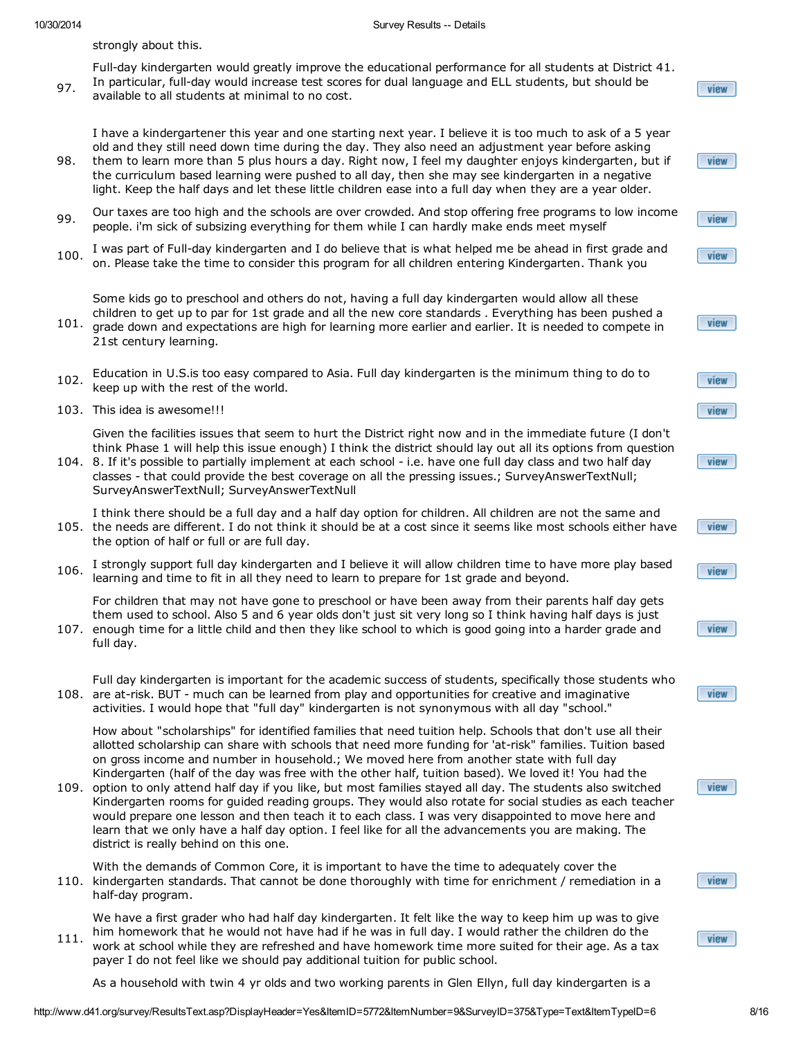strongly about this.

97. Full-day kindergarten would greatly improve the educational performance for all students at District 41. In particular, full-day would increase test scores for dual language and ELL students, but should be available to all students at minimal to no cost.

98. I have a kindergartener this year and one starting next year. I believe it is too much to ask of a 5 year old and they still need down time during the day. They also need an adjustment year before asking them to learn more than 5 plus hours a day. Right now, I feel my daughter enjoys kindergarten, but if the curriculum based learning were pushed to all day, then she may see kindergarten in a negative light. Keep the half days and let these little children ease into a full day when they are a year older.

99. Our taxes are too high and the schools are over crowded. And stop offering free programs to low income people. i'm sick of subsizing everything for them while I can hardly make ends meet myself

100. I was part of Full-day kindergarten and I do believe that is what helped me be ahead in first grade and on. Please take the time to consider this program for all children entering Kindergarten. Thank you

101. Some kids go to preschool and others do not, having a full day kindergarten would allow all these children to get up to par for 1st grade and all the new core standards . Everything has been pushed a grade down and expectations are high for learning more earlier and earlier. It is needed to compete in 21st century learning.

102. Education in U.S.is too easy compared to Asia. Full day kindergarten is the minimum thing to do to keep up with the rest of the world.

103. This idea is awesome!!!

104. Given the facilities issues that seem to hurt the District right now and in the immediate future (I don't think Phase 1 will help this issue enough) I think the district should lay out all its options from question 8. If it's possible to partially implement at each school - i.e. have one full day class and two half day classes - that could provide the best coverage on all the pressing issues.; SurveyAnswerTextNull; SurveyAnswerTextNull; SurveyAnswerTextNull

105. I think there should be a full day and a half day option for children. All children are not the same and the needs are different. I do not think it should be at a cost since it seems like most schools either have the option of half or full or are full day.

106. I strongly support full day kindergarten and I believe it will allow children time to have more play based learning and time to fit in all they need to learn to prepare for 1st grade and beyond.

107. For children that may not have gone to preschool or have been away from their parents half day gets them used to school. Also 5 and 6 year olds don't just sit very long so I think having half days is just enough time for a little child and then they like school to which is good going into a harder grade and full day.

108. Full day kindergarten is important for the academic success of students, specifically those students who are at-risk. BUT - much can be learned from play and opportunities for creative and imaginative activities. I would hope that "full day" kindergarten is not synonymous with all day "school."

109. How about "scholarships" for identified families that need tuition help. Schools that don't use all their allotted scholarship can share with schools that need more funding for 'at-risk" families. Tuition based on gross income and number in household.; We moved here from another state with full day Kindergarten (half of the day was free with the other half, tuition based). We loved it! You had the option to only attend half day if you like, but most families stayed all day. The students also switched Kindergarten rooms for guided reading groups. They would also rotate for social studies as each teacher would prepare one lesson and then teach it to each class. I was very disappointed to move here and learn that we only have a half day option. I feel like for all the advancements you are making. The district is really behind on this one.

110. With the demands of Common Core, it is important to have the time to adequately cover the kindergarten standards. That cannot be done thoroughly with time for enrichment / remediation in a half-day program.

111. We have a first grader who had half day kindergarten. It felt like the way to keep him up was to give him homework that he would not have had if he was in full day. I would rather the children do the work at school while they are refreshed and have homework time more suited for their age. As a tax payer I do not feel like we should pay additional tuition for public school.

As a household with twin 4 yr olds and two working parents in Glen Ellyn, full day kindergarten is a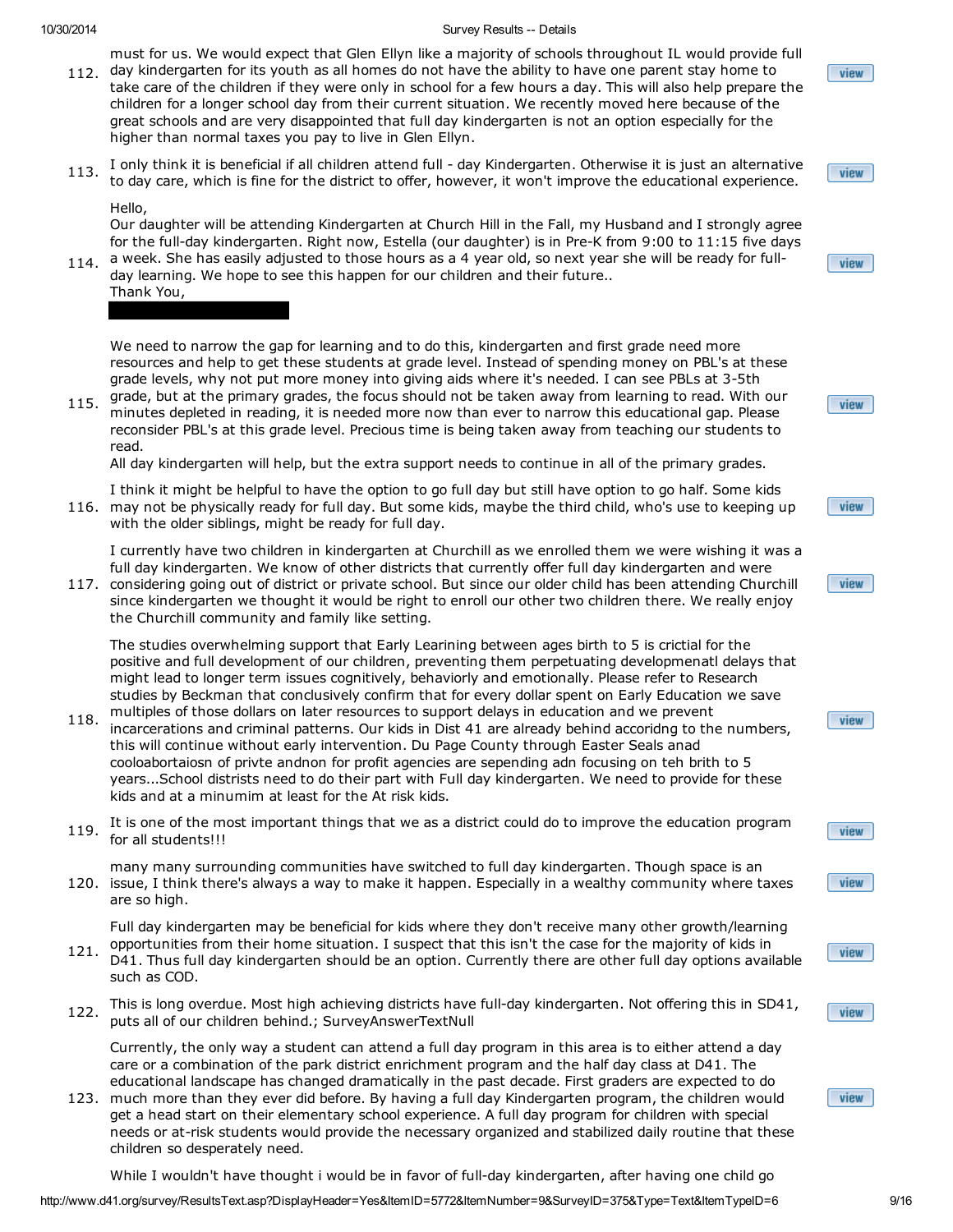112. must for us. We would expect that Glen Ellyn like a majority of schools throughout IL would provide full day kindergarten for its youth as all homes do not have the ability to have one parent stay home to take care of the children if they were only in school for a few hours a day. This will also help prepare the children for a longer school day from their current situation. We recently moved here because of the great schools and are very disappointed that full day kindergarten is not an option especially for the higher than normal taxes you pay to live in Glen Ellyn.

113. I only think it is beneficial if all children attend full - day Kindergarten. Otherwise it is just an alternative to day care, which is fine for the district to offer, however, it won't improve the educational experience.

114. Hello,
Our daughter will be attending Kindergarten at Church Hill in the Fall, my Husband and I strongly agree for the full-day kindergarten. Right now, Estella (our daughter) is in Pre-K from 9:00 to 11:15 five days a week. She has easily adjusted to those hours as a 4 year old, so next year she will be ready for full-day learning. We hope to see this happen for our children and their future..
Thank You,

115. We need to narrow the gap for learning and to do this, kindergarten and first grade need more resources and help to get these students at grade level. Instead of spending money on PBL's at these grade levels, why not put more money into giving aids where it's needed. I can see PBLs at 3-5th grade, but at the primary grades, the focus should not be taken away from learning to read. With our minutes depleted in reading, it is needed more now than ever to narrow this educational gap. Please reconsider PBL's at this grade level. Precious time is being taken away from teaching our students to read.
All day kindergarten will help, but the extra support needs to continue in all of the primary grades.

116. I think it might be helpful to have the option to go full day but still have option to go half. Some kids may not be physically ready for full day. But some kids, maybe the third child, who's use to keeping up with the older siblings, might be ready for full day.

117. I currently have two children in kindergarten at Churchill as we enrolled them we were wishing it was a full day kindergarten. We know of other districts that currently offer full day kindergarten and were considering going out of district or private school. But since our older child has been attending Churchill since kindergarten we thought it would be right to enroll our other two children there. We really enjoy the Churchill community and family like setting.

118. The studies overwhelming support that Early Learining between ages birth to 5 is crictial for the positive and full development of our children, preventing them perpetuating developmenatl delays that might lead to longer term issues cognitively, behaviorly and emotionally. Please refer to Research studies by Beckman that conclusively confirm that for every dollar spent on Early Education we save multiples of those dollars on later resources to support delays in education and we prevent incarcerations and criminal patterns. Our kids in Dist 41 are already behind accoridng to the numbers, this will continue without early intervention. Du Page County through Easter Seals anad cooloabortaiosn of privte andnon for profit agencies are sepending adn focusing on teh brith to 5 years...School distrists need to do their part with Full day kindergarten. We need to provide for these kids and at a minumim at least for the At risk kids.

119. It is one of the most important things that we as a district could do to improve the education program for all students!!!

120. many many surrounding communities have switched to full day kindergarten. Though space is an issue, I think there's always a way to make it happen. Especially in a wealthy community where taxes are so high.

121. Full day kindergarten may be beneficial for kids where they don't receive many other growth/learning opportunities from their home situation. I suspect that this isn't the case for the majority of kids in D41. Thus full day kindergarten should be an option. Currently there are other full day options available such as COD.

122. This is long overdue. Most high achieving districts have full-day kindergarten. Not offering this in SD41, puts all of our children behind.; SurveyAnswerTextNull

123. Currently, the only way a student can attend a full day program in this area is to either attend a day care or a combination of the park district enrichment program and the half day class at D41. The educational landscape has changed dramatically in the past decade. First graders are expected to do much more than they ever did before. By having a full day Kindergarten program, the children would get a head start on their elementary school experience. A full day program for children with special needs or at-risk students would provide the necessary organized and stabilized daily routine that these children so desperately need.

While I wouldn't have thought i would be in favor of full-day kindergarten, after having one child go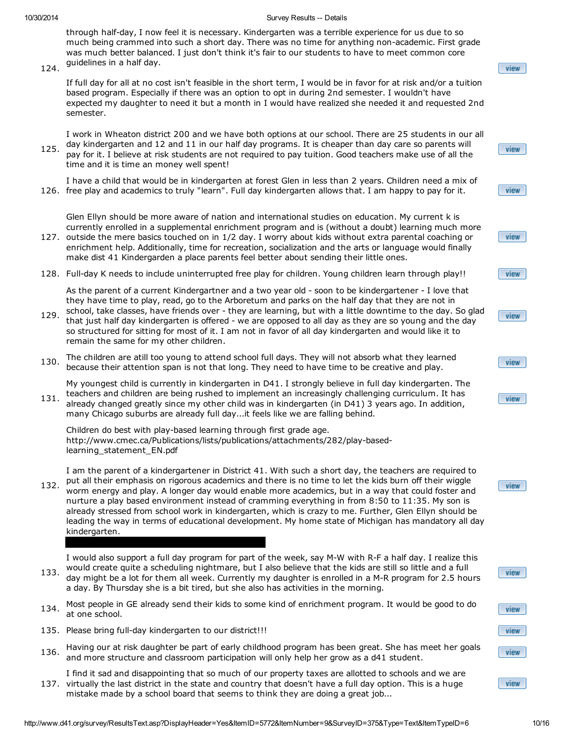through half-day, I now feel it is necessary. Kindergarten was a terrible experience for us due to so much being crammed into such a short day. There was no time for anything non-academic. First grade was much better balanced. I just don't think it's fair to our students to have to meet common core guidelines in a half day.

124. If full day for all at no cost isn't feasible in the short term, I would be in favor for at risk and/or a tuition based program. Especially if there was an option to opt in during 2nd semester. I wouldn't have expected my daughter to need it but a month in I would have realized she needed it and requested 2nd semester.

125. I work in Wheaton district 200 and we have both options at our school. There are 25 students in our all day kindergarten and 12 and 11 in our half day programs. It is cheaper than day care so parents will pay for it. I believe at risk students are not required to pay tuition. Good teachers make use of all the time and it is time an money well spent!

126. I have a child that would be in kindergarten at forest Glen in less than 2 years. Children need a mix of free play and academics to truly "learn". Full day kindergarten allows that. I am happy to pay for it.

127. Glen Ellyn should be more aware of nation and international studies on education. My current k is currently enrolled in a supplemental enrichment program and is (without a doubt) learning much more outside the mere basics touched on in 1/2 day. I worry about kids without extra parental coaching or enrichment help. Additionally, time for recreation, socialization and the arts or language would finally make dist 41 Kindergarden a place parents feel better about sending their little ones.

128. Full-day K needs to include uninterrupted free play for children. Young children learn through play!!

129. As the parent of a current Kindergartner and a two year old - soon to be kindergartener - I love that they have time to play, read, go to the Arboretum and parks on the half day that they are not in school, take classes, have friends over - they are learning, but with a little downtime to the day. So glad that just half day kindergarten is offered - we are opposed to all day as they are so young and the day so structured for sitting for most of it. I am not in favor of all day kindergarten and would like it to remain the same for my other children.

130. The children are atill too young to attend school full days. They will not absorb what they learned because their attention span is not that long. They need to have time to be creative and play.

131. My youngest child is currently in kindergarten in D41. I strongly believe in full day kindergarten. The teachers and children are being rushed to implement an increasingly challenging curriculum. It has already changed greatly since my other child was in kindergarten (in D41) 3 years ago. In addition, many Chicago suburbs are already full day...it feels like we are falling behind.

132. Children do best with play-based learning through first grade age. http://www.cmec.ca/Publications/lists/publications/attachments/282/play-based-learning_statement_EN.pdf

I am the parent of a kindergartener in District 41. With such a short day, the teachers are required to put all their emphasis on rigorous academics and there is no time to let the kids burn off their wiggle worm energy and play. A longer day would enable more academics, but in a way that could foster and nurture a play based environment instead of cramming everything in from 8:50 to 11:35. My son is already stressed from school work in kindergarten, which is crazy to me. Further, Glen Ellyn should be leading the way in terms of educational development. My home state of Michigan has mandatory all day kindergarten.

133. I would also support a full day program for part of the week, say M-W with R-F a half day. I realize this would create quite a scheduling nightmare, but I also believe that the kids are still so little and a full day might be a lot for them all week. Currently my daughter is enrolled in a M-R program for 2.5 hours a day. By Thursday she is a bit tired, but she also has activities in the morning.

134. Most people in GE already send their kids to some kind of enrichment program. It would be good to do at one school.

135. Please bring full-day kindergarten to our district!!!

136. Having our at risk daughter be part of early childhood program has been great. She has meet her goals and more structure and classroom participation will only help her grow as a d41 student.

137. I find it sad and disappointing that so much of our property taxes are allotted to schools and we are virtually the last district in the state and country that doesn't have a full day option. This is a huge mistake made by a school board that seems to think they are doing a great job...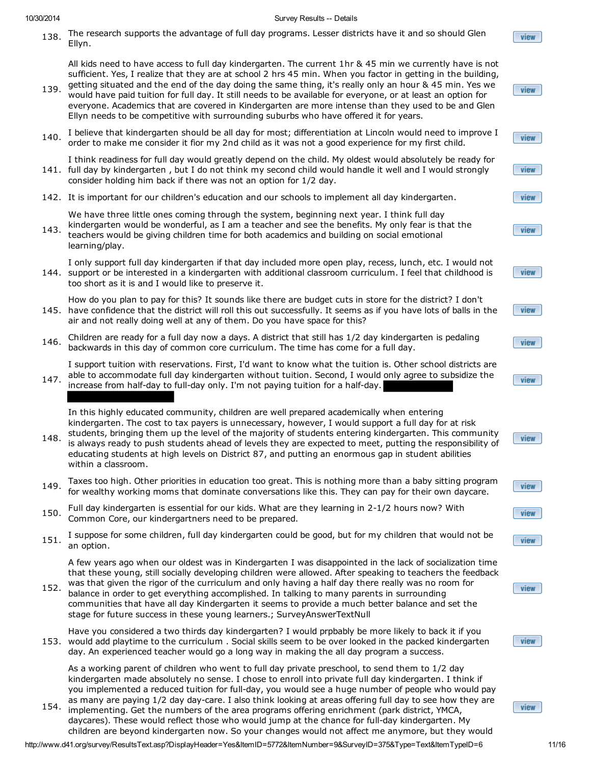138. The research supports the advantage of full day programs. Lesser districts have it and so should Glen Ellyn.

139. All kids need to have access to full day kindergarten. The current 1hr & 45 min we currently have is not sufficient. Yes, I realize that they are at school 2 hrs 45 min. When you factor in getting in the building, getting situated and the end of the day doing the same thing, it's really only an hour & 45 min. Yes we would have paid tuition for full day. It still needs to be available for everyone, or at least an option for everyone. Academics that are covered in Kindergarten are more intense than they used to be and Glen Ellyn needs to be competitive with surrounding suburbs who have offered it for years.

140. I believe that kindergarten should be all day for most; differentiation at Lincoln would need to improve I order to make me consider it fior my 2nd child as it was not a good experience for my first child.

141. I think readiness for full day would greatly depend on the child. My oldest would absolutely be ready for full day by kindergarten , but I do not think my second child would handle it well and I would strongly consider holding him back if there was not an option for 1/2 day.

142. It is important for our children's education and our schools to implement all day kindergarten.

143. We have three little ones coming through the system, beginning next year. I think full day kindergarten would be wonderful, as I am a teacher and see the benefits. My only fear is that the teachers would be giving children time for both academics and building on social emotional learning/play.

144. I only support full day kindergarten if that day included more open play, recess, lunch, etc. I would not support or be interested in a kindergarten with additional classroom curriculum. I feel that childhood is too short as it is and I would like to preserve it.

145. How do you plan to pay for this? It sounds like there are budget cuts in store for the district? I don't have confidence that the district will roll this out successfully. It seems as if you have lots of balls in the air and not really doing well at any of them. Do you have space for this?

146. Children are ready for a full day now a days. A district that still has 1/2 day kindergarten is pedaling backwards in this day of common core curriculum. The time has come for a full day.

147. I support tuition with reservations. First, I'd want to know what the tuition is. Other school districts are able to accommodate full day kindergarten without tuition. Second, I would only agree to subsidize the increase from half-day to full-day only. I'm not paying tuition for a half-day.

148. In this highly educated community, children are well prepared academically when entering kindergarten. The cost to tax payers is unnecessary, however, I would support a full day for at risk students, bringing them up the level of the majority of students entering kindergarten. This community is always ready to push students ahead of levels they are expected to meet, putting the responsibility of educating students at high levels on District 87, and putting an enormous gap in student abilities within a classroom.

149. Taxes too high. Other priorities in education too great. This is nothing more than a baby sitting program for wealthy working moms that dominate conversations like this. They can pay for their own daycare.

150. Full day kindergarten is essential for our kids. What are they learning in 2-1/2 hours now? With Common Core, our kindergartners need to be prepared.

151. I suppose for some children, full day kindergarten could be good, but for my children that would not be an option.

152. A few years ago when our oldest was in Kindergarten I was disappointed in the lack of socialization time that these young, still socially developing children were allowed. After speaking to teachers the feedback was that given the rigor of the curriculum and only having a half day there really was no room for balance in order to get everything accomplished. In talking to many parents in surrounding communities that have all day Kindergarten it seems to provide a much better balance and set the stage for future success in these young learners.; SurveyAnswerTextNull

153. Have you considered a two thirds day kindergarten? I would prpbably be more likely to back it if you would add playtime to the curriculum . Social skills seem to be over looked in the packed kindergarten day. An experienced teacher would go a long way in making the all day program a success.

154. As a working parent of children who went to full day private preschool, to send them to 1/2 day kindergarten made absolutely no sense. I chose to enroll into private full day kindergarten. I think if you implemented a reduced tuition for full-day, you would see a huge number of people who would pay as many are paying 1/2 day day-care. I also think looking at areas offering full day to see how they are implementing. Get the numbers of the area programs offering enrichment (park district, YMCA, daycares). These would reflect those who would jump at the chance for full-day kindergarten. My children are beyond kindergarten now. So your changes would not affect me anymore, but they would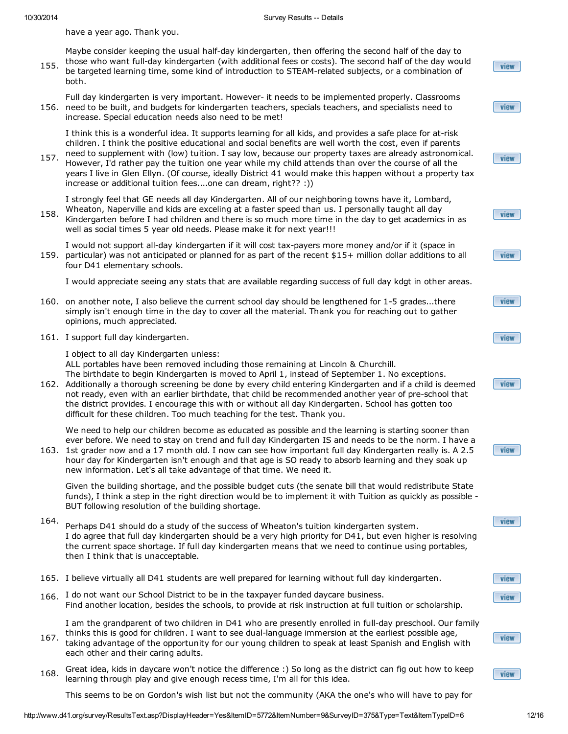have a year ago. Thank you.

155. Maybe consider keeping the usual half-day kindergarten, then offering the second half of the day to those who want full-day kindergarten (with additional fees or costs). The second half of the day would be targeted learning time, some kind of introduction to STEAM-related subjects, or a combination of both.

156. Full day kindergarten is very important. However- it needs to be implemented properly. Classrooms need to be built, and budgets for kindergarten teachers, specials teachers, and specialists need to increase. Special education needs also need to be met!

157. I think this is a wonderful idea. It supports learning for all kids, and provides a safe place for at-risk children. I think the positive educational and social benefits are well worth the cost, even if parents need to supplement with (low) tuition. I say low, because our property taxes are already astronomical. However, I'd rather pay the tuition one year while my child attends than over the course of all the years I live in Glen Ellyn. (Of course, ideally District 41 would make this happen without a property tax increase or additional tuition fees....one can dream, right?? :))

158. I strongly feel that GE needs all day Kindergarten. All of our neighboring towns have it, Lombard, Wheaton, Naperville and kids are exceling at a faster speed than us. I personally taught all day Kindergarten before I had children and there is so much more time in the day to get academics in as well as social times 5 year old needs. Please make it for next year!!!

159. I would not support all-day kindergarten if it will cost tax-payers more money and/or if it (space in particular) was not anticipated or planned for as part of the recent $15+ million dollar additions to all four D41 elementary schools.

160. I would appreciate seeing any stats that are available regarding success of full day kdgt in other areas.

on another note, I also believe the current school day should be lengthened for 1-5 grades...there simply isn't enough time in the day to cover all the material. Thank you for reaching out to gather opinions, much appreciated.

161. I support full day kindergarten.

162. I object to all day Kindergarten unless:
ALL portables have been removed including those remaining at Lincoln & Churchill.
The birthdate to begin Kindergarten is moved to April 1, instead of September 1. No exceptions.
Additionally a thorough screening be done by every child entering Kindergarten and if a child is deemed not ready, even with an earlier birthdate, that child be recommended another year of pre-school that the district provides. I encourage this with or without all day Kindergarten. School has gotten too difficult for these children. Too much teaching for the test. Thank you.

163. We need to help our children become as educated as possible and the learning is starting sooner than ever before. We need to stay on trend and full day Kindergarten IS and needs to be the norm. I have a 1st grader now and a 17 month old. I now can see how important full day Kindergarten really is. A 2.5 hour day for Kindergarten isn't enough and that age is SO ready to absorb learning and they soak up new information. Let's all take advantage of that time. We need it.

164. Given the building shortage, and the possible budget cuts (the senate bill that would redistribute State funds), I think a step in the right direction would be to implement it with Tuition as quickly as possible - BUT following resolution of the building shortage.

Perhaps D41 should do a study of the success of Wheaton's tuition kindergarten system.
I do agree that full day kindergarten should be a very high priority for D41, but even higher is resolving the current space shortage. If full day kindergarten means that we need to continue using portables, then I think that is unacceptable.

165. I believe virtually all D41 students are well prepared for learning without full day kindergarten.

166. I do not want our School District to be in the taxpayer funded daycare business.
Find another location, besides the schools, to provide at risk instruction at full tuition or scholarship.

167. I am the grandparent of two children in D41 who are presently enrolled in full-day preschool. Our family thinks this is good for children. I want to see dual-language immersion at the earliest possible age, taking advantage of the opportunity for our young children to speak at least Spanish and English with each other and their caring adults.

168. Great idea, kids in daycare won't notice the difference :) So long as the district can fig out how to keep learning through play and give enough recess time, I'm all for this idea.

This seems to be on Gordon's wish list but not the community (AKA the one's who will have to pay for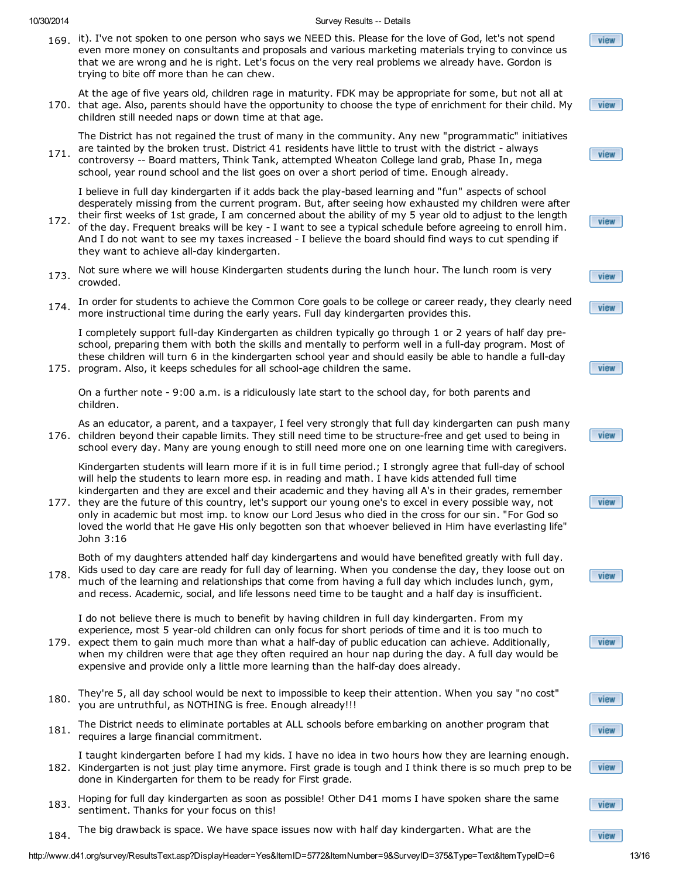169. it). I've not spoken to one person who says we NEED this. Please for the love of God, let's not spend even more money on consultants and proposals and various marketing materials trying to convince us that we are wrong and he is right. Let's focus on the very real problems we already have. Gordon is trying to bite off more than he can chew.

170. At the age of five years old, children rage in maturity. FDK may be appropriate for some, but not all at that age. Also, parents should have the opportunity to choose the type of enrichment for their child. My children still needed naps or down time at that age.

171. The District has not regained the trust of many in the community. Any new "programmatic" initiatives are tainted by the broken trust. District 41 residents have little to trust with the district - always controversy -- Board matters, Think Tank, attempted Wheaton College land grab, Phase In, mega school, year round school and the list goes on over a short period of time. Enough already.

172. I believe in full day kindergarten if it adds back the play-based learning and "fun" aspects of school desperately missing from the current program. But, after seeing how exhausted my children were after their first weeks of 1st grade, I am concerned about the ability of my 5 year old to adjust to the length of the day. Frequent breaks will be key - I want to see a typical schedule before agreeing to enroll him. And I do not want to see my taxes increased - I believe the board should find ways to cut spending if they want to achieve all-day kindergarten.

173. Not sure where we will house Kindergarten students during the lunch hour. The lunch room is very crowded.

174. In order for students to achieve the Common Core goals to be college or career ready, they clearly need more instructional time during the early years. Full day kindergarten provides this.

175. I completely support full-day Kindergarten as children typically go through 1 or 2 years of half day pre-school, preparing them with both the skills and mentally to perform well in a full-day program. Most of these children will turn 6 in the kindergarten school year and should easily be able to handle a full-day program. Also, it keeps schedules for all school-age children the same.

On a further note - 9:00 a.m. is a ridiculously late start to the school day, for both parents and children.

176. As an educator, a parent, and a taxpayer, I feel very strongly that full day kindergarten can push many children beyond their capable limits. They still need time to be structure-free and get used to being in school every day. Many are young enough to still need more one on one learning time with caregivers.

177. Kindergarten students will learn more if it is in full time period.; I strongly agree that full-day of school will help the students to learn more esp. in reading and math. I have kids attended full time kindergarten and they are excel and their academic and they having all A's in their grades, remember they are the future of this country, let's support our young one's to excel in every possible way, not only in academic but most imp. to know our Lord Jesus who died in the cross for our sin. "For God so loved the world that He gave His only begotten son that whoever believed in Him have everlasting life" John 3:16

178. Both of my daughters attended half day kindergartens and would have benefited greatly with full day. Kids used to day care are ready for full day of learning. When you condense the day, they loose out on much of the learning and relationships that come from having a full day which includes lunch, gym, and recess. Academic, social, and life lessons need time to be taught and a half day is insufficient.

179. I do not believe there is much to benefit by having children in full day kindergarten. From my experience, most 5 year-old children can only focus for short periods of time and it is too much to expect them to gain much more than what a half-day of public education can achieve. Additionally, when my children were that age they often required an hour nap during the day. A full day would be expensive and provide only a little more learning than the half-day does already.

180. They're 5, all day school would be next to impossible to keep their attention. When you say "no cost" you are untruthful, as NOTHING is free. Enough already!!!

181. The District needs to eliminate portables at ALL schools before embarking on another program that requires a large financial commitment.

182. I taught kindergarten before I had my kids. I have no idea in two hours how they are learning enough. Kindergarten is not just play time anymore. First grade is tough and I think there is so much prep to be done in Kindergarten for them to be ready for First grade.

183. Hoping for full day kindergarten as soon as possible! Other D41 moms I have spoken share the same sentiment. Thanks for your focus on this!

184. The big drawback is space. We have space issues now with half day kindergarten. What are the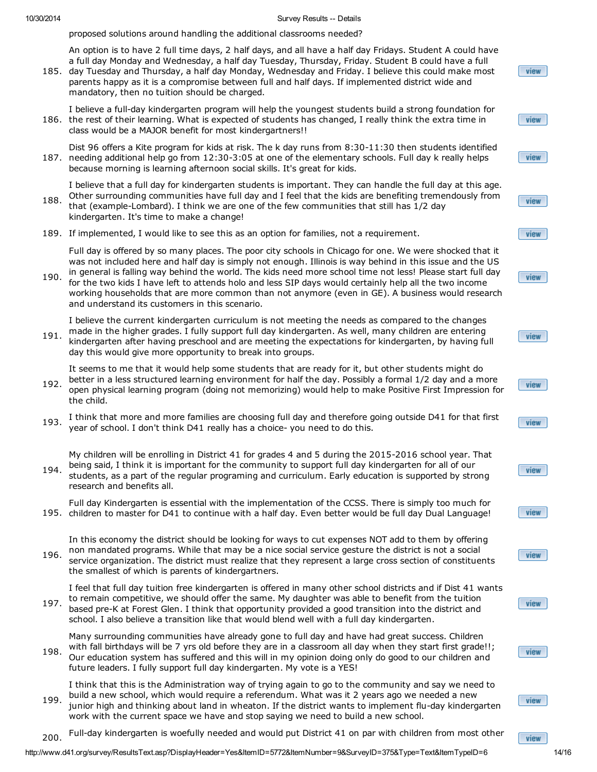proposed solutions around handling the additional classrooms needed?

185. An option is to have 2 full time days, 2 half days, and all have a half day Fridays. Student A could have a full day Monday and Wednesday, a half day Tuesday, Thursday, Friday. Student B could have a full day Tuesday and Thursday, a half day Monday, Wednesday and Friday. I believe this could make most parents happy as it is a compromise between full and half days. If implemented district wide and mandatory, then no tuition should be charged.

186. I believe a full-day kindergarten program will help the youngest students build a strong foundation for the rest of their learning. What is expected of students has changed, I really think the extra time in class would be a MAJOR benefit for most kindergartners!!

187. Dist 96 offers a Kite program for kids at risk. The k day runs from 8:30-11:30 then students identified needing additional help go from 12:30-3:05 at one of the elementary schools. Full day k really helps because morning is learning afternoon social skills. It's great for kids.

188. I believe that a full day for kindergarten students is important. They can handle the full day at this age. Other surrounding communities have full day and I feel that the kids are benefiting tremendously from that (example-Lombard). I think we are one of the few communities that still has 1/2 day kindergarten. It's time to make a change!

189. If implemented, I would like to see this as an option for families, not a requirement.

190. Full day is offered by so many places. The poor city schools in Chicago for one. We were shocked that it was not included here and half day is simply not enough. Illinois is way behind in this issue and the US in general is falling way behind the world. The kids need more school time not less! Please start full day for the two kids I have left to attends holo and less SIP days would certainly help all the two income working households that are more common than not anymore (even in GE). A business would research and understand its customers in this scenario.

191. I believe the current kindergarten curriculum is not meeting the needs as compared to the changes made in the higher grades. I fully support full day kindergarten. As well, many children are entering kindergarten after having preschool and are meeting the expectations for kindergarten, by having full day this would give more opportunity to break into groups.

192. It seems to me that it would help some students that are ready for it, but other students might do better in a less structured learning environment for half the day. Possibly a formal 1/2 day and a more open physical learning program (doing not memorizing) would help to make Positive First Impression for the child.

193. I think that more and more families are choosing full day and therefore going outside D41 for that first year of school. I don't think D41 really has a choice- you need to do this.

194. My children will be enrolling in District 41 for grades 4 and 5 during the 2015-2016 school year. That being said, I think it is important for the community to support full day kindergarten for all of our students, as a part of the regular programing and curriculum. Early education is supported by strong research and benefits all.

195. Full day Kindergarten is essential with the implementation of the CCSS. There is simply too much for children to master for D41 to continue with a half day. Even better would be full day Dual Language!

196. In this economy the district should be looking for ways to cut expenses NOT add to them by offering non mandated programs. While that may be a nice social service gesture the district is not a social service organization. The district must realize that they represent a large cross section of constituents the smallest of which is parents of kindergartners.

197. I feel that full day tuition free kindergarten is offered in many other school districts and if Dist 41 wants to remain competitive, we should offer the same. My daughter was able to benefit from the tuition based pre-K at Forest Glen. I think that opportunity provided a good transition into the district and school. I also believe a transition like that would blend well with a full day kindergarten.

198. Many surrounding communities have already gone to full day and have had great success. Children with fall birthdays will be 7 yrs old before they are in a classroom all day when they start first grade!!; Our education system has suffered and this will in my opinion doing only do good to our children and future leaders. I fully support full day kindergarten. My vote is a YES!

199. I think that this is the Administration way of trying again to go to the community and say we need to build a new school, which would require a referendum. What was it 2 years ago we needed a new junior high and thinking about land in wheaton. If the district wants to implement flu-day kindergarten work with the current space we have and stop saying we need to build a new school.

200. Full-day kindergarten is woefully needed and would put District 41 on par with children from most other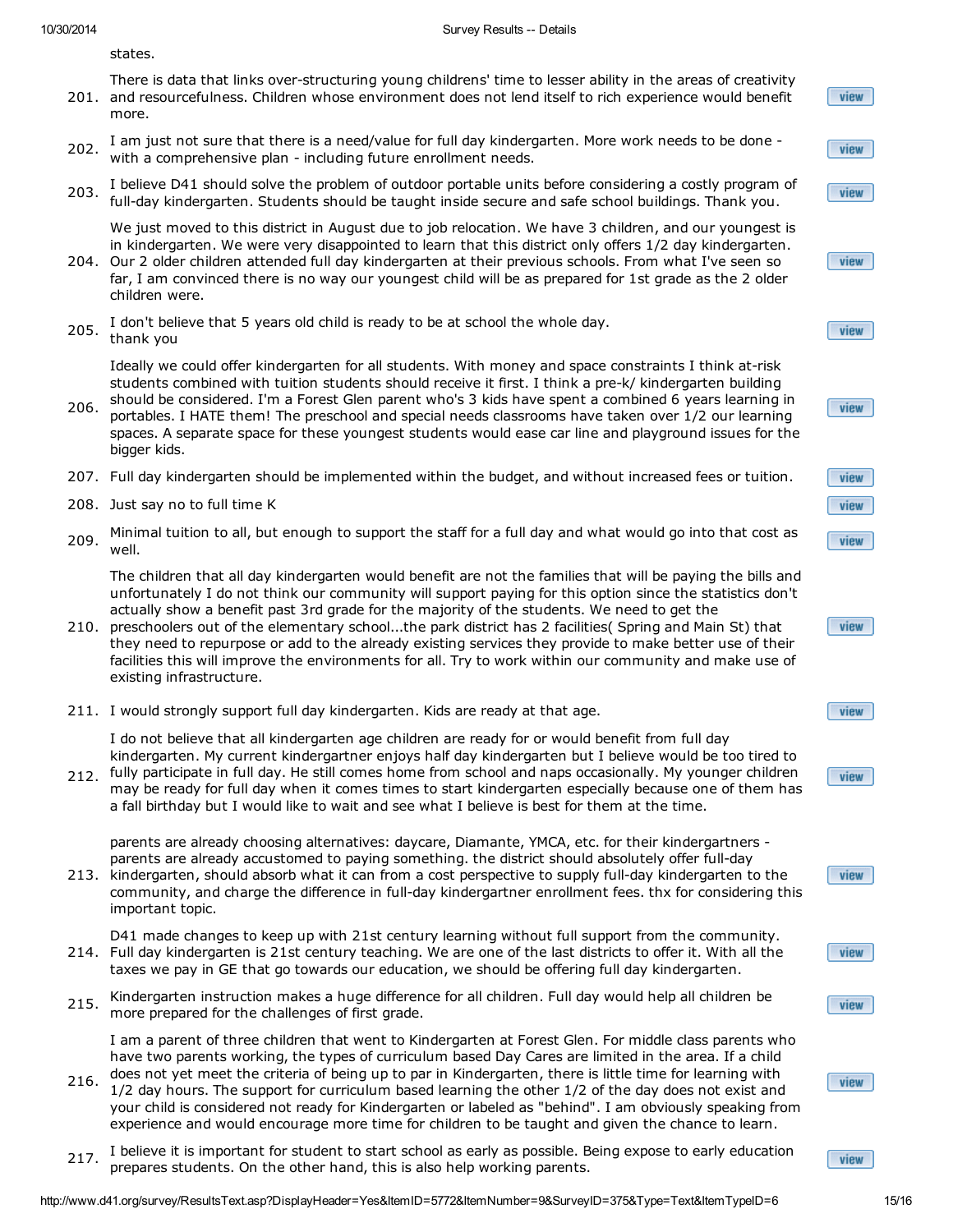states.

201. There is data that links over-structuring young childrens' time to lesser ability in the areas of creativity and resourcefulness. Children whose environment does not lend itself to rich experience would benefit more.

202. I am just not sure that there is a need/value for full day kindergarten. More work needs to be done - with a comprehensive plan - including future enrollment needs.

203. I believe D41 should solve the problem of outdoor portable units before considering a costly program of full-day kindergarten. Students should be taught inside secure and safe school buildings. Thank you.

204. We just moved to this district in August due to job relocation. We have 3 children, and our youngest is in kindergarten. We were very disappointed to learn that this district only offers 1/2 day kindergarten. Our 2 older children attended full day kindergarten at their previous schools. From what I've seen so far, I am convinced there is no way our youngest child will be as prepared for 1st grade as the 2 older children were.

205. I don't believe that 5 years old child is ready to be at school the whole day.
thank you

206. Ideally we could offer kindergarten for all students. With money and space constraints I think at-risk students combined with tuition students should receive it first. I think a pre-k/ kindergarten building should be considered. I'm a Forest Glen parent who's 3 kids have spent a combined 6 years learning in portables. I HATE them! The preschool and special needs classrooms have taken over 1/2 our learning spaces. A separate space for these youngest students would ease car line and playground issues for the bigger kids.

207. Full day kindergarten should be implemented within the budget, and without increased fees or tuition.

208. Just say no to full time K

209. Minimal tuition to all, but enough to support the staff for a full day and what would go into that cost as well.

210. The children that all day kindergarten would benefit are not the families that will be paying the bills and unfortunately I do not think our community will support paying for this option since the statistics don't actually show a benefit past 3rd grade for the majority of the students. We need to get the preschoolers out of the elementary school...the park district has 2 facilities( Spring and Main St) that they need to repurpose or add to the already existing services they provide to make better use of their facilities this will improve the environments for all. Try to work within our community and make use of existing infrastructure.

211. I would strongly support full day kindergarten. Kids are ready at that age.

212. I do not believe that all kindergarten age children are ready for or would benefit from full day kindergarten. My current kindergartner enjoys half day kindergarten but I believe would be too tired to fully participate in full day. He still comes home from school and naps occasionally. My younger children may be ready for full day when it comes times to start kindergarten especially because one of them has a fall birthday but I would like to wait and see what I believe is best for them at the time.

213. parents are already choosing alternatives: daycare, Diamante, YMCA, etc. for their kindergartners - parents are already accustomed to paying something. the district should absolutely offer full-day kindergarten, should absorb what it can from a cost perspective to supply full-day kindergarten to the community, and charge the difference in full-day kindergartner enrollment fees. thx for considering this important topic.

214. D41 made changes to keep up with 21st century learning without full support from the community. Full day kindergarten is 21st century teaching. We are one of the last districts to offer it. With all the taxes we pay in GE that go towards our education, we should be offering full day kindergarten.

215. Kindergarten instruction makes a huge difference for all children. Full day would help all children be more prepared for the challenges of first grade.

216. I am a parent of three children that went to Kindergarten at Forest Glen. For middle class parents who have two parents working, the types of curriculum based Day Cares are limited in the area. If a child does not yet meet the criteria of being up to par in Kindergarten, there is little time for learning with 1/2 day hours. The support for curriculum based learning the other 1/2 of the day does not exist and your child is considered not ready for Kindergarten or labeled as "behind". I am obviously speaking from experience and would encourage more time for children to be taught and given the chance to learn.

217. I believe it is important for student to start school as early as possible. Being expose to early education prepares students. On the other hand, this is also help working parents.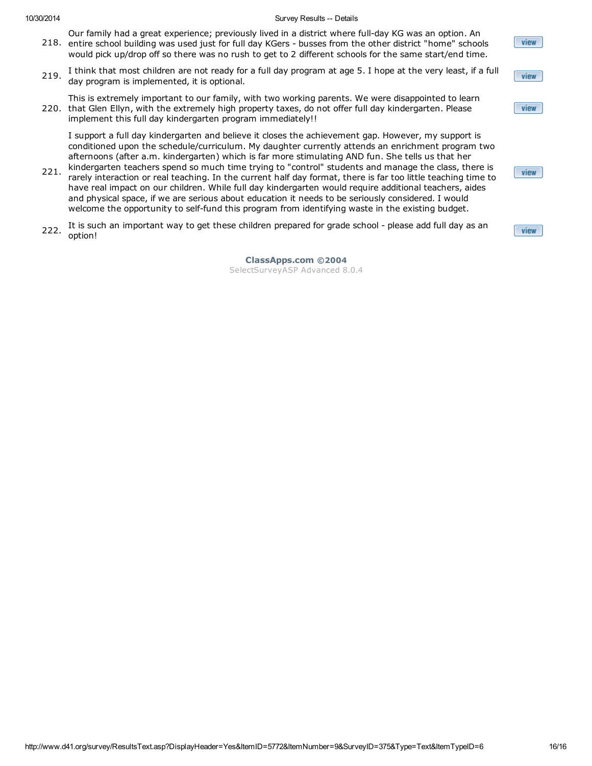218. Our family had a great experience; previously lived in a district where full-day KG was an option. An entire school building was used just for full day KGers - busses from the other district "home" schools would pick up/drop off so there was no rush to get to 2 different schools for the same start/end time.

219. I think that most children are not ready for a full day program at age 5. I hope at the very least, if a full day program is implemented, it is optional.

220. This is extremely important to our family, with two working parents. We were disappointed to learn that Glen Ellyn, with the extremely high property taxes, do not offer full day kindergarten. Please implement this full day kindergarten program immediately!!

221. I support a full day kindergarten and believe it closes the achievement gap. However, my support is conditioned upon the schedule/curriculum. My daughter currently attends an enrichment program two afternoons (after a.m. kindergarten) which is far more stimulating AND fun. She tells us that her kindergarten teachers spend so much time trying to "control" students and manage the class, there is rarely interaction or real teaching. In the current half day format, there is far too little teaching time to have real impact on our children. While full day kindergarten would require additional teachers, aides and physical space, if we are serious about education it needs to be seriously considered. I would welcome the opportunity to self-fund this program from identifying waste in the existing budget.

222. It is such an important way to get these children prepared for grade school - please add full day as an option!

**ClassApps.com ©2004**
SelectSurveyASP Advanced 8.0.4